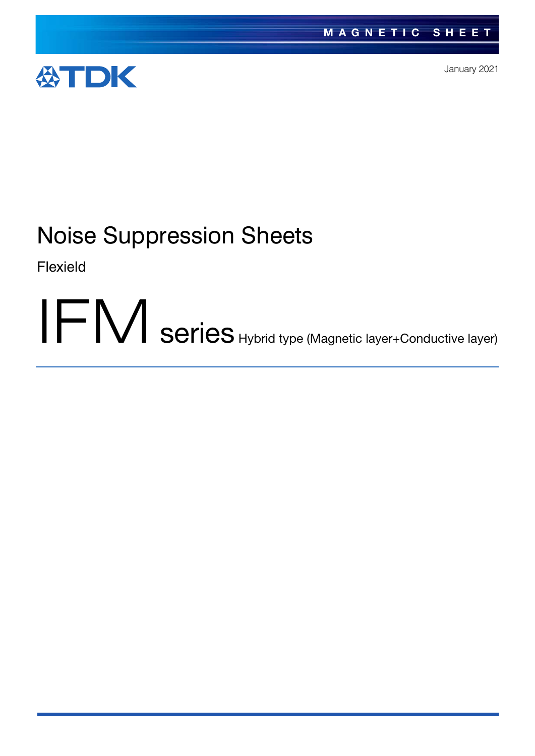MAGNETIC SHEET

TDK

January 2021

# Noise Suppression Sheets

Flexield

# IFM series Hybrid type (Magnetic layer+Conductive layer)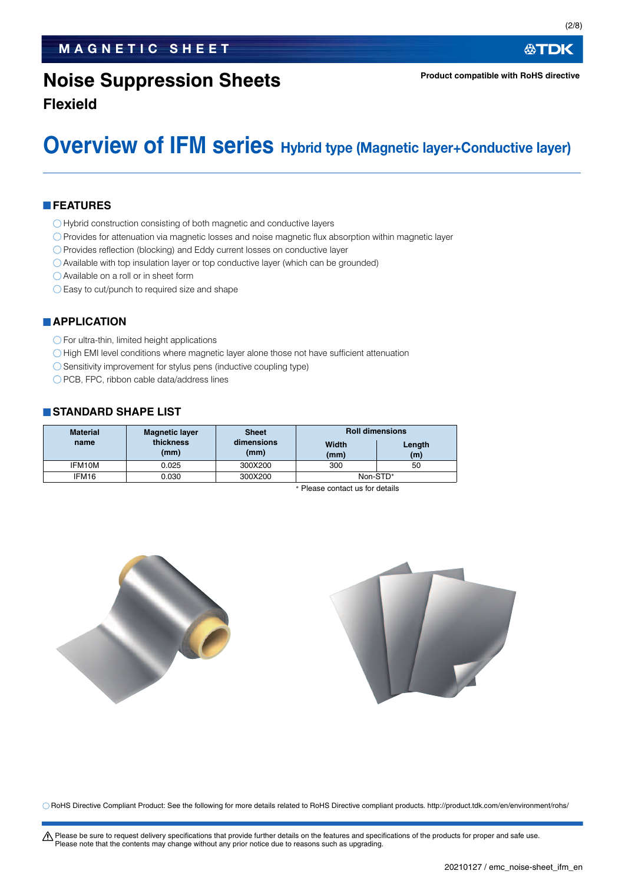MAGNETIC SHEET

# Noise Suppression Sheets

**Flexield**

Product compatible with RoHS directive

## Overview of IFM series Hybrid type (Magnetic layer+Conductive layer)

### FEATURES

- Hybrid construction consisting of both magnetic and conductive layers
- Provides for attenuation via magnetic losses and noise magnetic flux absorption within magnetic layer
- Provides reflection (blocking) and Eddy current losses on conductive layer
- Available with top insulation layer or top conductive layer (which can be grounded)
- Available on a roll or in sheet form
- Easy to cut/punch to required size and shape

### APPLICATION

- For ultra-thin, limited height applications
- High EMI level conditions where magnetic layer alone those not have sufficient attenuation
- Sensitivity improvement for stylus pens (inductive coupling type)
- PCB, FPC, ribbon cable data/address lines

### STANDARD SHAPE LIST

| Material name | Magnetic layer thickness (mm) | Sheet dimensions (mm) | Roll dimensions | |
|---|---|---|---|---|
| | | | Width (mm) | Length (m) |
| IFM10M | 0.025 | 300X200 | 300 | 50 |
| IFM16 | 0.030 | 300X200 | Non-STD* | |

* Please contact us for details

RoHS Directive Compliant Product: See the following for more details related to RoHS Directive compliant products. http://product.tdk.com/en/environment/rohs/

Please be sure to request delivery specifications that provide further details on the features and specifications of the products for proper and safe use.
Please note that the contents may change without any prior notice due to reasons such as upgrading.

20210127 / emc_noise-sheet_ifm_en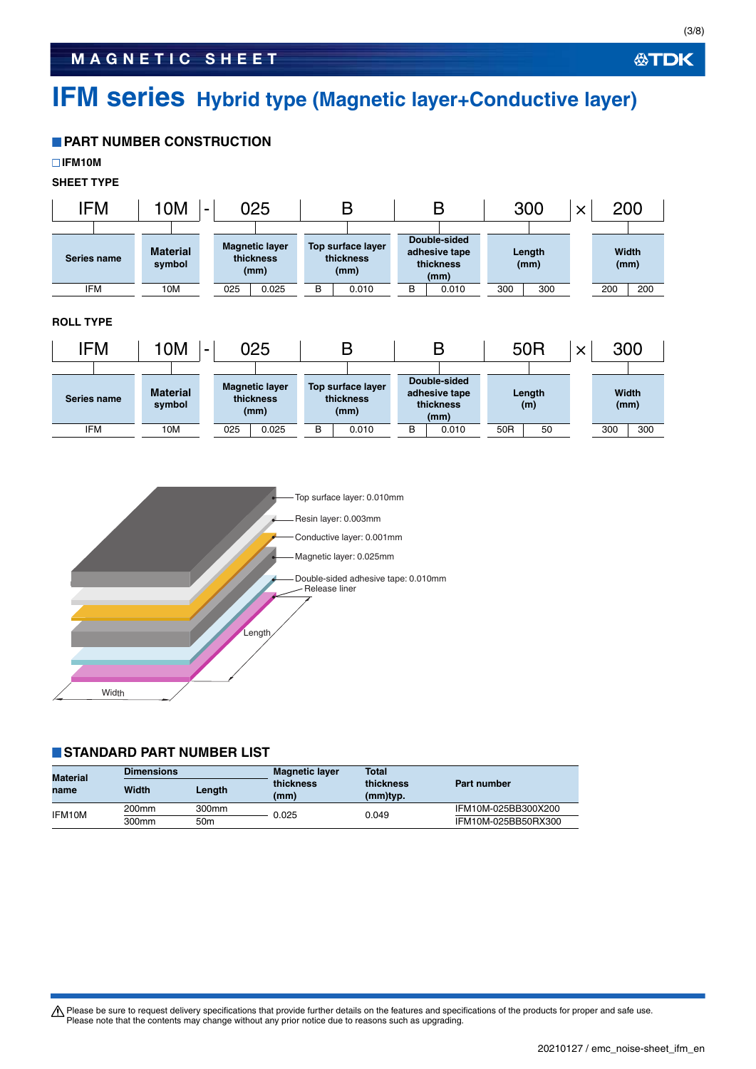# IFM series Hybrid type (Magnetic layer+Conductive layer)

## PART NUMBER CONSTRUCTION

□IFM10M

**SHEET TYPE**

| IFM | 10M | - | 025 | | B | | B | | 300 | | × | 200 | |
|---|---|---|---|---|---|---|---|---|---|---|---|---|---|
| Series name | Material symbol | | Magnetic layer thickness (mm) | | Top surface layer thickness (mm) | | Double-sided adhesive tape thickness (mm) | | Length (mm) | | | Width (mm) | |
| IFM | 10M | | 025 | 0.025 | B | 0.010 | B | 0.010 | 300 | 300 | | 200 | 200 |

**ROLL TYPE**

| IFM | 10M | - | 025 | | B | | B | | 50R | | × | 300 | |
|---|---|---|---|---|---|---|---|---|---|---|---|---|---|
| Series name | Material symbol | | Magnetic layer thickness (mm) | | Top surface layer thickness (mm) | | Double-sided adhesive tape thickness (mm) | | Length (m) | | | Width (mm) | |
| IFM | 10M | | 025 | 0.025 | B | 0.010 | B | 0.010 | 50R | 50 | | 300 | 300 |

- Top surface layer: 0.010mm
- Resin layer: 0.003mm
- Conductive layer: 0.001mm
- Magnetic layer: 0.025mm
- Double-sided adhesive tape: 0.010mm
- Release liner

Length

Width

## STANDARD PART NUMBER LIST

| Material name | Dimensions | | Magnetic layer thickness (mm) | Total thickness (mm)typ. | Part number |
|---|---|---|---|---|---|
| | Width | Length | | | |
| IFM10M | 200mm | 300mm | 0.025 | 0.049 | IFM10M-025BB300X200 |
| | 300mm | 50m | | | IFM10M-025BB50RX300 |

⚠ Please be sure to request delivery specifications that provide further details on the features and specifications of the products for proper and safe use.
Please note that the contents may change without any prior notice due to reasons such as upgrading.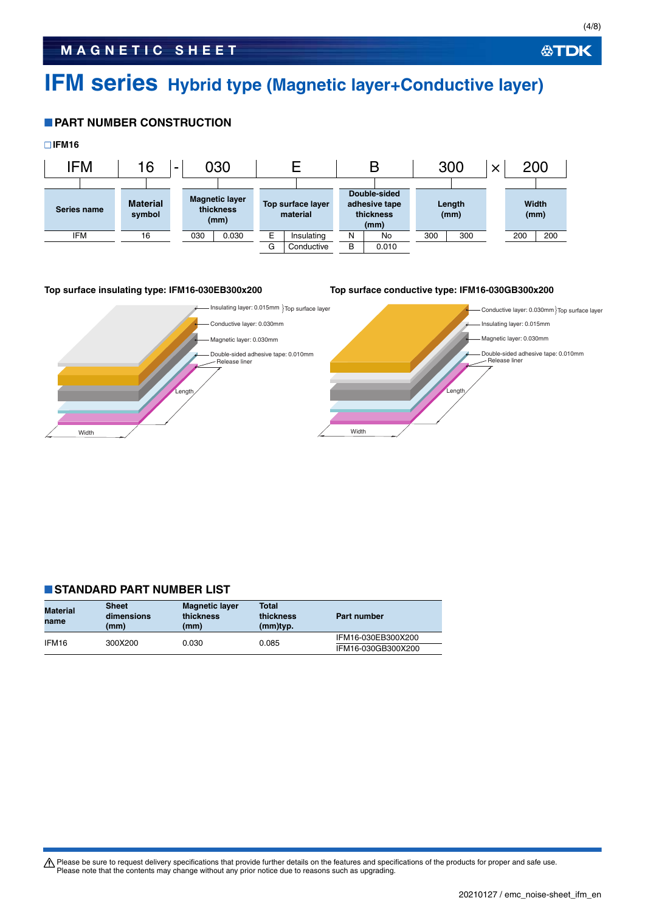# IFM series Hybrid type (Magnetic layer+Conductive layer)

## PART NUMBER CONSTRUCTION

□IFM16

| IFM | 16 | - | 030 | E | B | 300 | × | 200 |
|---|---|---|---|---|---|---|---|---|
| Series name | Material symbol | | Magnetic layer thickness (mm) | Top surface layer material | Double-sided adhesive tape thickness (mm) | Length (mm) | | Width (mm) |

| Series name | |
|---|---|
| IFM | |

| Material symbol | |
|---|---|
| 16 | |

| Magnetic layer thickness (mm) | |
|---|---|
| 030 | 0.030 |

| Top surface layer material | |
|---|---|
| E | Insulating |
| G | Conductive |

| Double-sided adhesive tape thickness (mm) | |
|---|---|
| N | No |
| B | 0.010 |

| Length (mm) | |
|---|---|
| 300 | 300 |

| Width (mm) | |
|---|---|
| 200 | 200 |

**Top surface insulating type: IFM16-030EB300x200**

- Insulating layer: 0.015mm } Top surface layer
- Conductive layer: 0.030mm
- Magnetic layer: 0.030mm
- Double-sided adhesive tape: 0.010mm
- Release liner
- Length
- Width

**Top surface conductive type: IFM16-030GB300x200**

- Conductive layer: 0.030mm } Top surface layer
- Insulating layer: 0.015mm
- Magnetic layer: 0.030mm
- Double-sided adhesive tape: 0.010mm
- Release liner
- Length
- Width

## STANDARD PART NUMBER LIST

| Material name | Sheet dimensions (mm) | Magnetic layer thickness (mm) | Total thickness (mm)typ. | Part number |
|---|---|---|---|---|
| IFM16 | 300X200 | 0.030 | 0.085 | IFM16-030EB300X200 |
| | | | | IFM16-030GB300X200 |

⚠ Please be sure to request delivery specifications that provide further details on the features and specifications of the products for proper and safe use.
Please note that the contents may change without any prior notice due to reasons such as upgrading.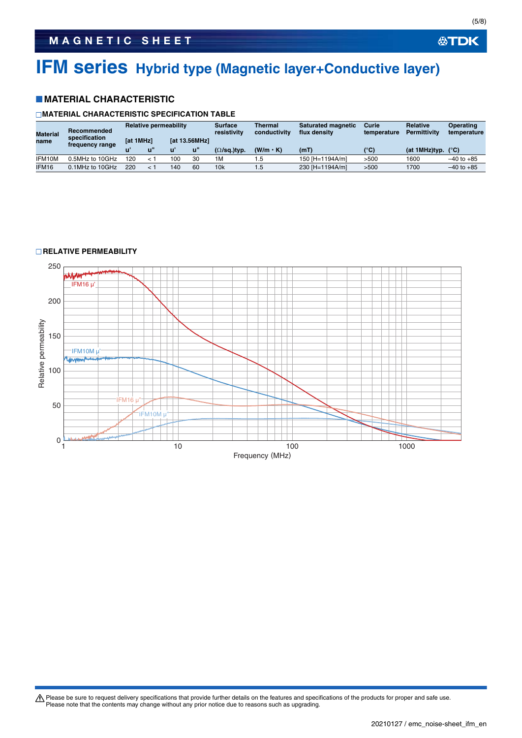# IFM series Hybrid type (Magnetic layer+Conductive layer)

## MATERIAL CHARACTERISTIC

### MATERIAL CHARACTERISTIC SPECIFICATION TABLE

| Material name | Recommended specification frequency range | Relative permeability | | | | Surface resistivity | Thermal conductivity | Saturated magnetic flux density | Curie temperature | Relative Permittivity | Operating temperature |
|---|---|---|---|---|---|---|---|---|---|---|---|
| | | [at 1MHz] | | [at 13.56MHz] | | | | | | | |
| | | u' | u" | u' | u" | (Ω/sq.)typ. | (W/m・K) | (mT) | (°C) | (at 1MHz)typ. | (°C) |
| IFM10M | 0.5MHz to 10GHz | 120 | < 1 | 100 | 30 | 1M | 1.5 | 150 [H=1194A/m] | >500 | 1600 | –40 to +85 |
| IFM16 | 0.1MHz to 10GHz | 220 | < 1 | 140 | 60 | 10k | 1.5 | 230 [H=1194A/m] | >500 | 1700 | –40 to +85 |

### RELATIVE PERMEABILITY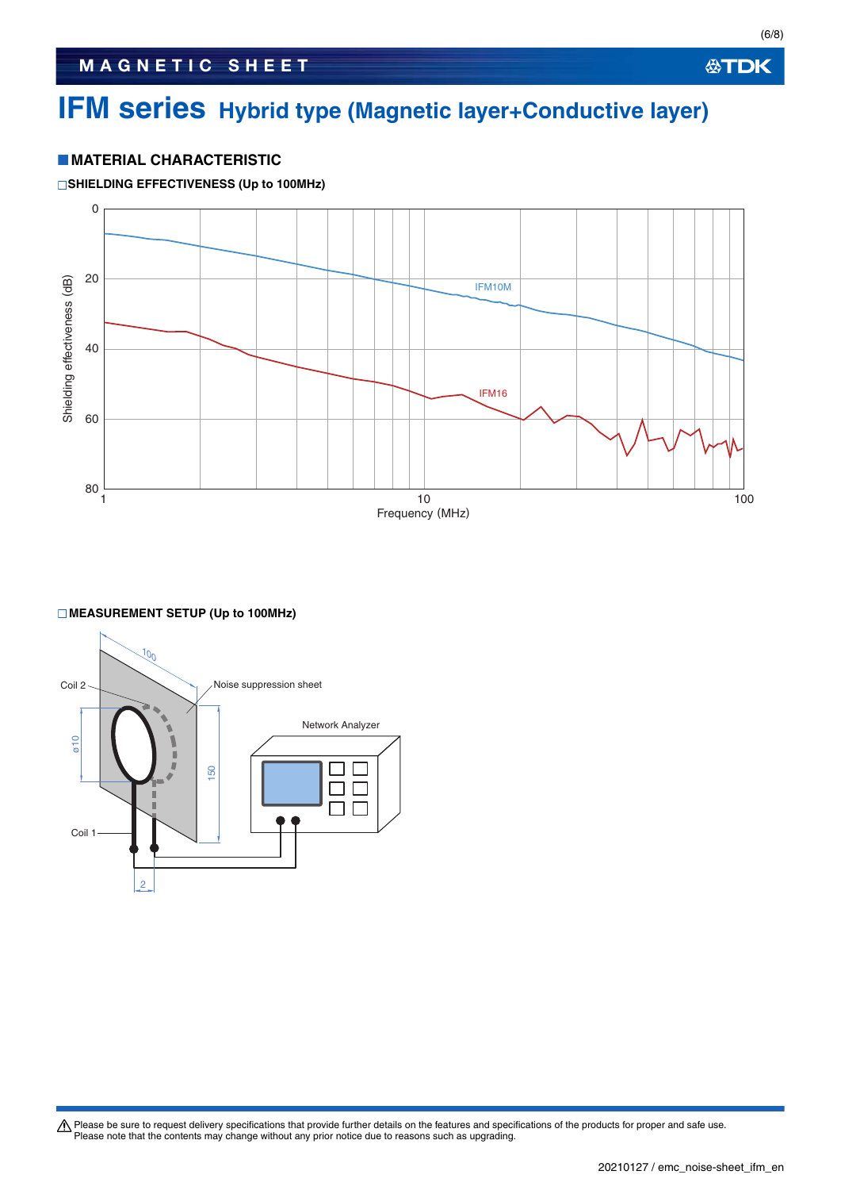# IFM series Hybrid type (Magnetic layer+Conductive layer)

## MATERIAL CHARACTERISTIC

### SHIELDING EFFECTIVENESS (Up to 100MHz)

### MEASUREMENT SETUP (Up to 100MHz)

⚠ Please be sure to request delivery specifications that provide further details on the features and specifications of the products for proper and safe use.
Please note that the contents may change without any prior notice due to reasons such as upgrading.

20210127 / emc_noise-sheet_ifm_en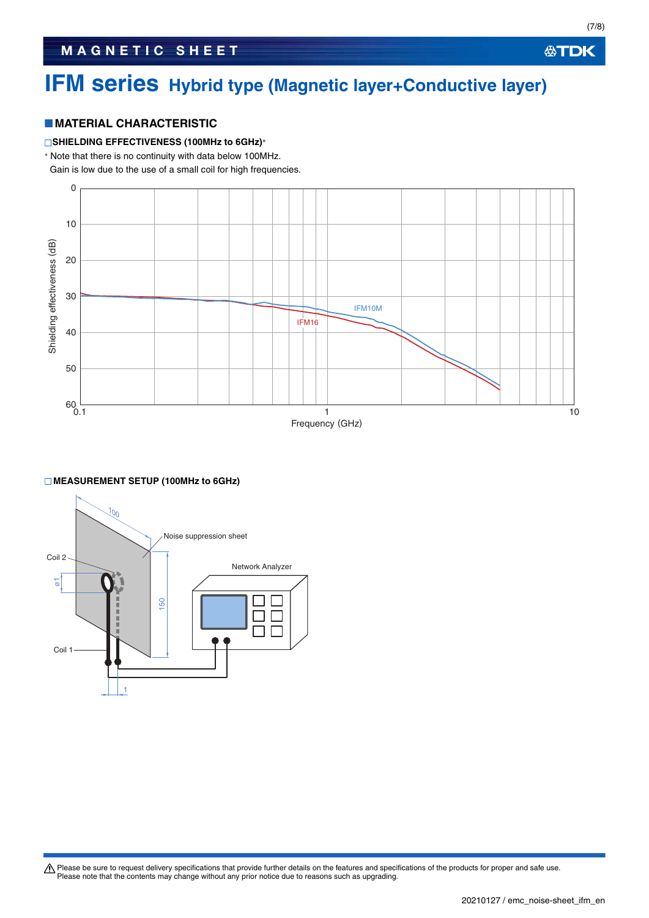# IFM series Hybrid type (Magnetic layer+Conductive layer)

## MATERIAL CHARACTERISTIC

### □SHIELDING EFFECTIVENESS (100MHz to 6GHz)*

* Note that there is no continuity with data below 100MHz.
  Gain is low due to the use of a small coil for high frequencies.

Shielding effectiveness (dB) vs. Frequency (GHz); curves: IFM10M, IFM16

### □MEASUREMENT SETUP (100MHz to 6GHz)

Noise suppression sheet, Network Analyzer, Coil 1, Coil 2; dimensions: 100, 150, ø1, 1

⚠ Please be sure to request delivery specifications that provide further details on the features and specifications of the products for proper and safe use.
Please note that the contents may change without any prior notice due to reasons such as upgrading.

20210127 / emc_noise-sheet_ifm_en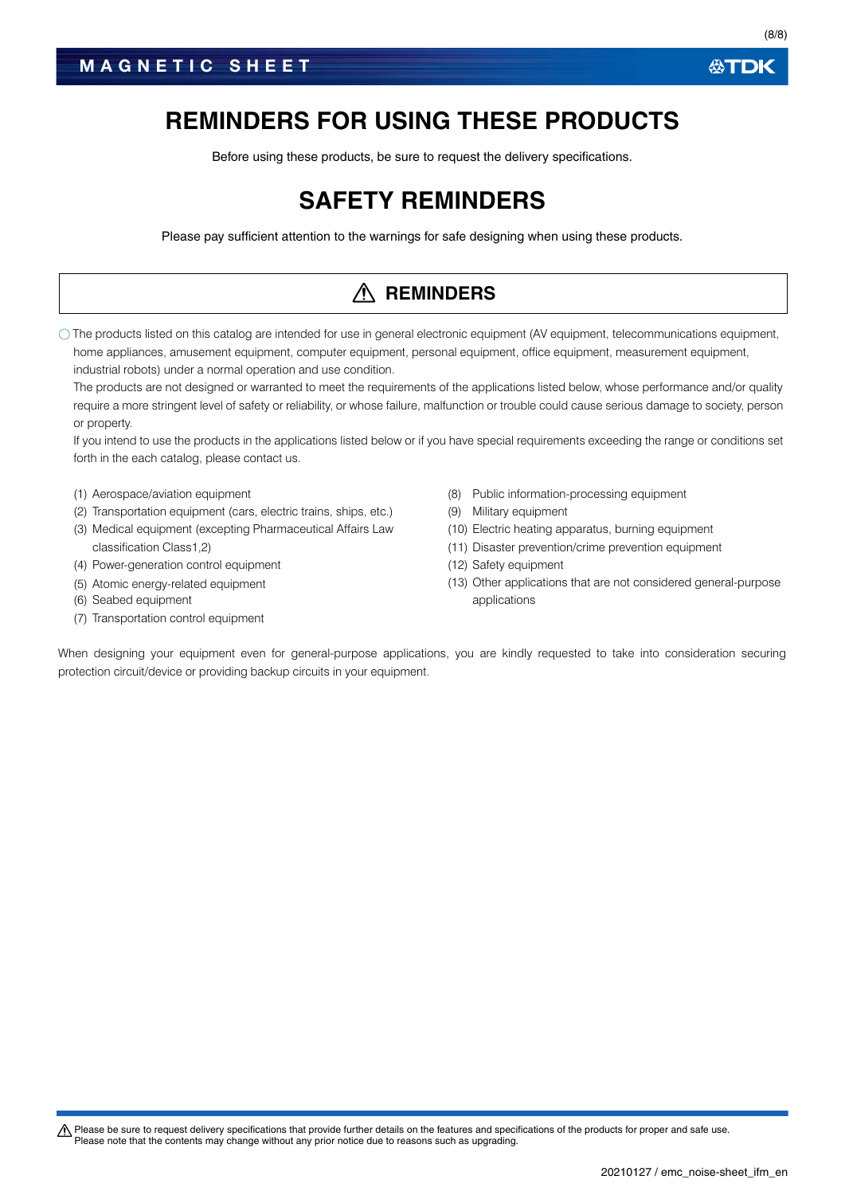# REMINDERS FOR USING THESE PRODUCTS

Before using these products, be sure to request the delivery specifications.

# SAFETY REMINDERS

Please pay sufficient attention to the warnings for safe designing when using these products.

## ⚠ REMINDERS

○ The products listed on this catalog are intended for use in general electronic equipment (AV equipment, telecommunications equipment, home appliances, amusement equipment, computer equipment, personal equipment, office equipment, measurement equipment, industrial robots) under a normal operation and use condition.

The products are not designed or warranted to meet the requirements of the applications listed below, whose performance and/or quality require a more stringent level of safety or reliability, or whose failure, malfunction or trouble could cause serious damage to society, person or property.

If you intend to use the products in the applications listed below or if you have special requirements exceeding the range or conditions set forth in the each catalog, please contact us.

(1) Aerospace/aviation equipment
(2) Transportation equipment (cars, electric trains, ships, etc.)
(3) Medical equipment (excepting Pharmaceutical Affairs Law classification Class1,2)
(4) Power-generation control equipment
(5) Atomic energy-related equipment
(6) Seabed equipment
(7) Transportation control equipment
(8) Public information-processing equipment
(9) Military equipment
(10) Electric heating apparatus, burning equipment
(11) Disaster prevention/crime prevention equipment
(12) Safety equipment
(13) Other applications that are not considered general-purpose applications

When designing your equipment even for general-purpose applications, you are kindly requested to take into consideration securing protection circuit/device or providing backup circuits in your equipment.

⚠ Please be sure to request delivery specifications that provide further details on the features and specifications of the products for proper and safe use.
Please note that the contents may change without any prior notice due to reasons such as upgrading.

20210127 / emc_noise-sheet_ifm_en